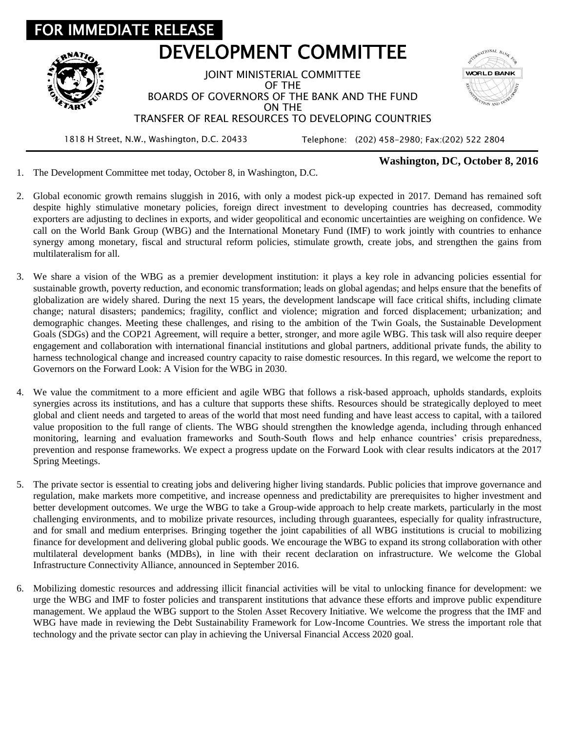**FOR IMMEDIATE RELEASE**

# DEVELOPMENT COMMITTEE

JOINT MINISTERIAL COMMITTEE
OF THE
BOARDS OF GOVERNORS OF THE BANK AND THE FUND
ON THE
TRANSFER OF REAL RESOURCES TO DEVELOPING COUNTRIES

1818 H Street, N.W., Washington, D.C. 20433 Telephone: (202) 458-2980; Fax:(202) 522 2804

**Washington, DC, October 8, 2016**

1. The Development Committee met today, October 8, in Washington, D.C.

2. Global economic growth remains sluggish in 2016, with only a modest pick-up expected in 2017. Demand has remained soft despite highly stimulative monetary policies, foreign direct investment to developing countries has decreased, commodity exporters are adjusting to declines in exports, and wider geopolitical and economic uncertainties are weighing on confidence. We call on the World Bank Group (WBG) and the International Monetary Fund (IMF) to work jointly with countries to enhance synergy among monetary, fiscal and structural reform policies, stimulate growth, create jobs, and strengthen the gains from multilateralism for all.

3. We share a vision of the WBG as a premier development institution: it plays a key role in advancing policies essential for sustainable growth, poverty reduction, and economic transformation; leads on global agendas; and helps ensure that the benefits of globalization are widely shared. During the next 15 years, the development landscape will face critical shifts, including climate change; natural disasters; pandemics; fragility, conflict and violence; migration and forced displacement; urbanization; and demographic changes. Meeting these challenges, and rising to the ambition of the Twin Goals, the Sustainable Development Goals (SDGs) and the COP21 Agreement, will require a better, stronger, and more agile WBG. This task will also require deeper engagement and collaboration with international financial institutions and global partners, additional private funds, the ability to harness technological change and increased country capacity to raise domestic resources. In this regard, we welcome the report to Governors on the Forward Look: A Vision for the WBG in 2030.

4. We value the commitment to a more efficient and agile WBG that follows a risk-based approach, upholds standards, exploits synergies across its institutions, and has a culture that supports these shifts. Resources should be strategically deployed to meet global and client needs and targeted to areas of the world that most need funding and have least access to capital, with a tailored value proposition to the full range of clients. The WBG should strengthen the knowledge agenda, including through enhanced monitoring, learning and evaluation frameworks and South-South flows and help enhance countries' crisis preparedness, prevention and response frameworks. We expect a progress update on the Forward Look with clear results indicators at the 2017 Spring Meetings.

5. The private sector is essential to creating jobs and delivering higher living standards. Public policies that improve governance and regulation, make markets more competitive, and increase openness and predictability are prerequisites to higher investment and better development outcomes. We urge the WBG to take a Group-wide approach to help create markets, particularly in the most challenging environments, and to mobilize private resources, including through guarantees, especially for quality infrastructure, and for small and medium enterprises. Bringing together the joint capabilities of all WBG institutions is crucial to mobilizing finance for development and delivering global public goods. We encourage the WBG to expand its strong collaboration with other multilateral development banks (MDBs), in line with their recent declaration on infrastructure. We welcome the Global Infrastructure Connectivity Alliance, announced in September 2016.

6. Mobilizing domestic resources and addressing illicit financial activities will be vital to unlocking finance for development: we urge the WBG and IMF to foster policies and transparent institutions that advance these efforts and improve public expenditure management. We applaud the WBG support to the Stolen Asset Recovery Initiative. We welcome the progress that the IMF and WBG have made in reviewing the Debt Sustainability Framework for Low-Income Countries. We stress the important role that technology and the private sector can play in achieving the Universal Financial Access 2020 goal.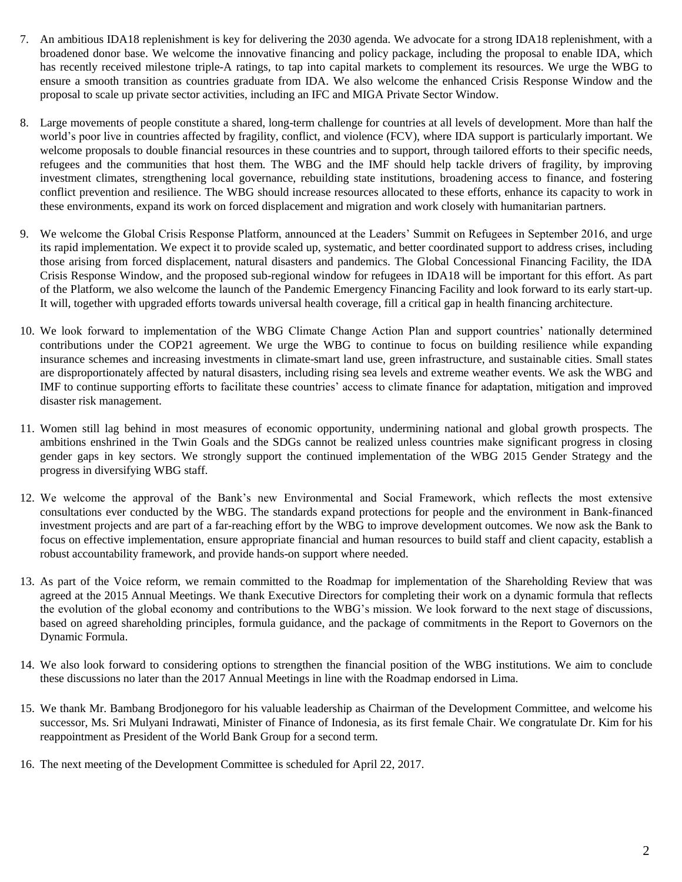7. An ambitious IDA18 replenishment is key for delivering the 2030 agenda. We advocate for a strong IDA18 replenishment, with a broadened donor base. We welcome the innovative financing and policy package, including the proposal to enable IDA, which has recently received milestone triple-A ratings, to tap into capital markets to complement its resources. We urge the WBG to ensure a smooth transition as countries graduate from IDA. We also welcome the enhanced Crisis Response Window and the proposal to scale up private sector activities, including an IFC and MIGA Private Sector Window.

8. Large movements of people constitute a shared, long-term challenge for countries at all levels of development. More than half the world's poor live in countries affected by fragility, conflict, and violence (FCV), where IDA support is particularly important. We welcome proposals to double financial resources in these countries and to support, through tailored efforts to their specific needs, refugees and the communities that host them. The WBG and the IMF should help tackle drivers of fragility, by improving investment climates, strengthening local governance, rebuilding state institutions, broadening access to finance, and fostering conflict prevention and resilience. The WBG should increase resources allocated to these efforts, enhance its capacity to work in these environments, expand its work on forced displacement and migration and work closely with humanitarian partners.

9. We welcome the Global Crisis Response Platform, announced at the Leaders' Summit on Refugees in September 2016, and urge its rapid implementation. We expect it to provide scaled up, systematic, and better coordinated support to address crises, including those arising from forced displacement, natural disasters and pandemics. The Global Concessional Financing Facility, the IDA Crisis Response Window, and the proposed sub-regional window for refugees in IDA18 will be important for this effort. As part of the Platform, we also welcome the launch of the Pandemic Emergency Financing Facility and look forward to its early start-up. It will, together with upgraded efforts towards universal health coverage, fill a critical gap in health financing architecture.

10. We look forward to implementation of the WBG Climate Change Action Plan and support countries' nationally determined contributions under the COP21 agreement. We urge the WBG to continue to focus on building resilience while expanding insurance schemes and increasing investments in climate-smart land use, green infrastructure, and sustainable cities. Small states are disproportionately affected by natural disasters, including rising sea levels and extreme weather events. We ask the WBG and IMF to continue supporting efforts to facilitate these countries' access to climate finance for adaptation, mitigation and improved disaster risk management.

11. Women still lag behind in most measures of economic opportunity, undermining national and global growth prospects. The ambitions enshrined in the Twin Goals and the SDGs cannot be realized unless countries make significant progress in closing gender gaps in key sectors. We strongly support the continued implementation of the WBG 2015 Gender Strategy and the progress in diversifying WBG staff.

12. We welcome the approval of the Bank's new Environmental and Social Framework, which reflects the most extensive consultations ever conducted by the WBG. The standards expand protections for people and the environment in Bank-financed investment projects and are part of a far-reaching effort by the WBG to improve development outcomes. We now ask the Bank to focus on effective implementation, ensure appropriate financial and human resources to build staff and client capacity, establish a robust accountability framework, and provide hands-on support where needed.

13. As part of the Voice reform, we remain committed to the Roadmap for implementation of the Shareholding Review that was agreed at the 2015 Annual Meetings. We thank Executive Directors for completing their work on a dynamic formula that reflects the evolution of the global economy and contributions to the WBG's mission. We look forward to the next stage of discussions, based on agreed shareholding principles, formula guidance, and the package of commitments in the Report to Governors on the Dynamic Formula.

14. We also look forward to considering options to strengthen the financial position of the WBG institutions. We aim to conclude these discussions no later than the 2017 Annual Meetings in line with the Roadmap endorsed in Lima.

15. We thank Mr. Bambang Brodjonegoro for his valuable leadership as Chairman of the Development Committee, and welcome his successor, Ms. Sri Mulyani Indrawati, Minister of Finance of Indonesia, as its first female Chair. We congratulate Dr. Kim for his reappointment as President of the World Bank Group for a second term.

16. The next meeting of the Development Committee is scheduled for April 22, 2017.